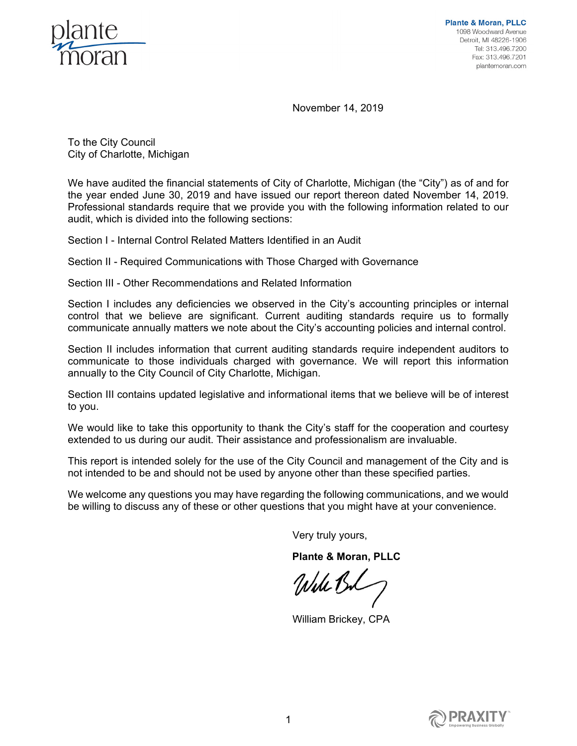**Plante & Moran, PLLC**
1098 Woodward Avenue
Detroit, MI 48226-1906
Tel: 313.496.7200
Fax: 313.496.7201
plantemoran.com

November 14, 2019

To the City Council
City of Charlotte, Michigan

We have audited the financial statements of City of Charlotte, Michigan (the "City") as of and for the year ended June 30, 2019 and have issued our report thereon dated November 14, 2019. Professional standards require that we provide you with the following information related to our audit, which is divided into the following sections:

Section I - Internal Control Related Matters Identified in an Audit

Section II - Required Communications with Those Charged with Governance

Section III - Other Recommendations and Related Information

Section I includes any deficiencies we observed in the City's accounting principles or internal control that we believe are significant. Current auditing standards require us to formally communicate annually matters we note about the City's accounting policies and internal control.

Section II includes information that current auditing standards require independent auditors to communicate to those individuals charged with governance. We will report this information annually to the City Council of City Charlotte, Michigan.

Section III contains updated legislative and informational items that we believe will be of interest to you.

We would like to take this opportunity to thank the City's staff for the cooperation and courtesy extended to us during our audit. Their assistance and professionalism are invaluable.

This report is intended solely for the use of the City Council and management of the City and is not intended to be and should not be used by anyone other than these specified parties.

We welcome any questions you may have regarding the following communications, and we would be willing to discuss any of these or other questions that you might have at your convenience.

Very truly yours,

**Plante & Moran, PLLC**

William Brickey, CPA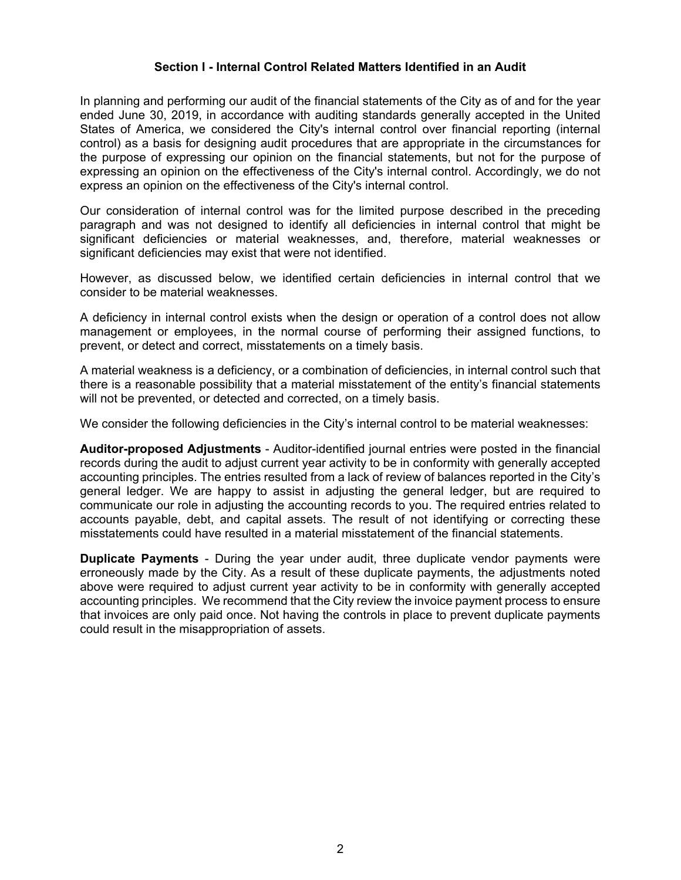## Section I - Internal Control Related Matters Identified in an Audit

In planning and performing our audit of the financial statements of the City as of and for the year ended June 30, 2019, in accordance with auditing standards generally accepted in the United States of America, we considered the City's internal control over financial reporting (internal control) as a basis for designing audit procedures that are appropriate in the circumstances for the purpose of expressing our opinion on the financial statements, but not for the purpose of expressing an opinion on the effectiveness of the City's internal control. Accordingly, we do not express an opinion on the effectiveness of the City's internal control.

Our consideration of internal control was for the limited purpose described in the preceding paragraph and was not designed to identify all deficiencies in internal control that might be significant deficiencies or material weaknesses, and, therefore, material weaknesses or significant deficiencies may exist that were not identified.

However, as discussed below, we identified certain deficiencies in internal control that we consider to be material weaknesses.

A deficiency in internal control exists when the design or operation of a control does not allow management or employees, in the normal course of performing their assigned functions, to prevent, or detect and correct, misstatements on a timely basis.

A material weakness is a deficiency, or a combination of deficiencies, in internal control such that there is a reasonable possibility that a material misstatement of the entity's financial statements will not be prevented, or detected and corrected, on a timely basis.

We consider the following deficiencies in the City's internal control to be material weaknesses:

**Auditor-proposed Adjustments** - Auditor-identified journal entries were posted in the financial records during the audit to adjust current year activity to be in conformity with generally accepted accounting principles. The entries resulted from a lack of review of balances reported in the City's general ledger. We are happy to assist in adjusting the general ledger, but are required to communicate our role in adjusting the accounting records to you. The required entries related to accounts payable, debt, and capital assets. The result of not identifying or correcting these misstatements could have resulted in a material misstatement of the financial statements.

**Duplicate Payments** - During the year under audit, three duplicate vendor payments were erroneously made by the City. As a result of these duplicate payments, the adjustments noted above were required to adjust current year activity to be in conformity with generally accepted accounting principles. We recommend that the City review the invoice payment process to ensure that invoices are only paid once. Not having the controls in place to prevent duplicate payments could result in the misappropriation of assets.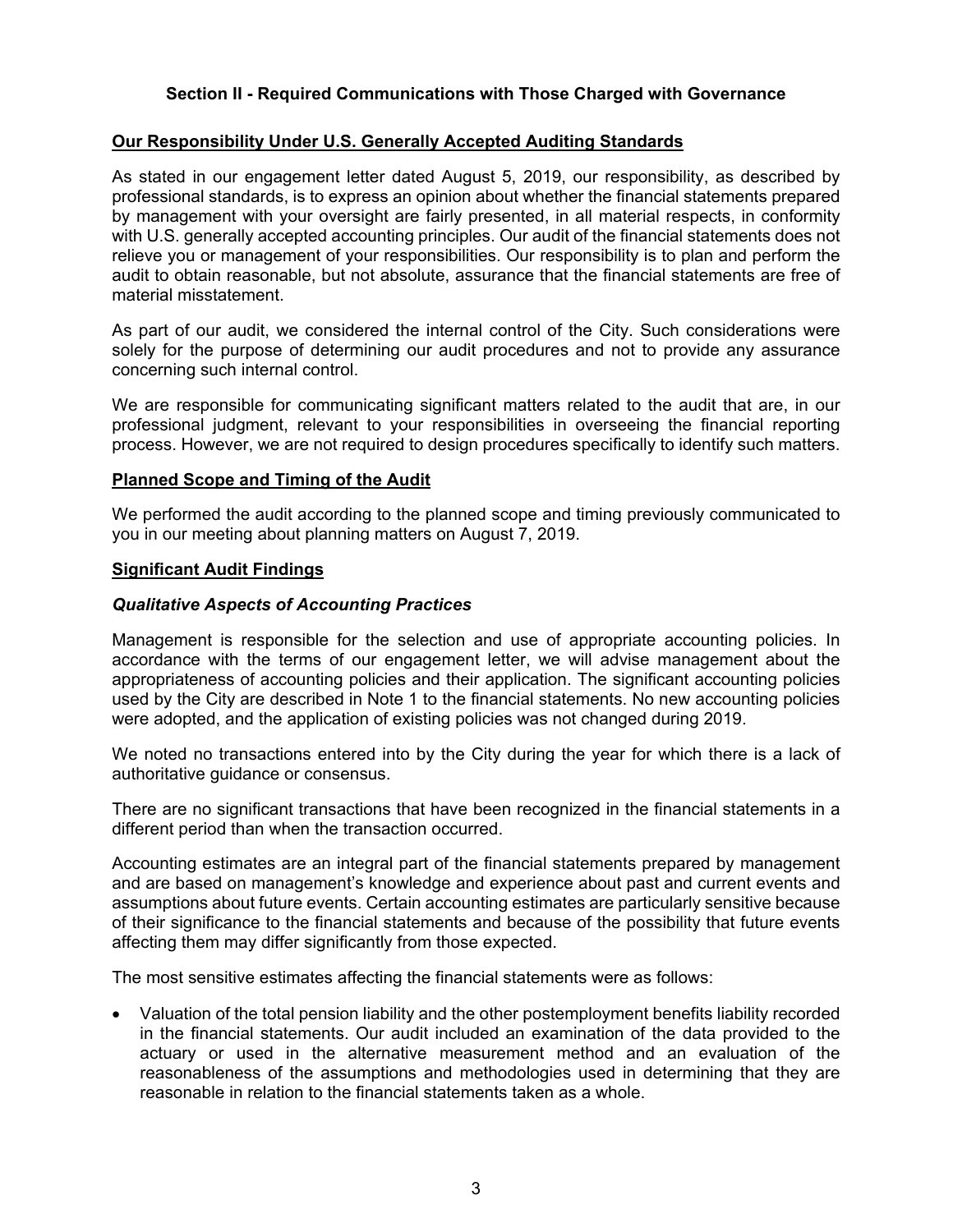## Section II - Required Communications with Those Charged with Governance

### Our Responsibility Under U.S. Generally Accepted Auditing Standards

As stated in our engagement letter dated August 5, 2019, our responsibility, as described by professional standards, is to express an opinion about whether the financial statements prepared by management with your oversight are fairly presented, in all material respects, in conformity with U.S. generally accepted accounting principles. Our audit of the financial statements does not relieve you or management of your responsibilities. Our responsibility is to plan and perform the audit to obtain reasonable, but not absolute, assurance that the financial statements are free of material misstatement.

As part of our audit, we considered the internal control of the City. Such considerations were solely for the purpose of determining our audit procedures and not to provide any assurance concerning such internal control.

We are responsible for communicating significant matters related to the audit that are, in our professional judgment, relevant to your responsibilities in overseeing the financial reporting process. However, we are not required to design procedures specifically to identify such matters.

### Planned Scope and Timing of the Audit

We performed the audit according to the planned scope and timing previously communicated to you in our meeting about planning matters on August 7, 2019.

### Significant Audit Findings

#### *Qualitative Aspects of Accounting Practices*

Management is responsible for the selection and use of appropriate accounting policies. In accordance with the terms of our engagement letter, we will advise management about the appropriateness of accounting policies and their application. The significant accounting policies used by the City are described in Note 1 to the financial statements. No new accounting policies were adopted, and the application of existing policies was not changed during 2019.

We noted no transactions entered into by the City during the year for which there is a lack of authoritative guidance or consensus.

There are no significant transactions that have been recognized in the financial statements in a different period than when the transaction occurred.

Accounting estimates are an integral part of the financial statements prepared by management and are based on management's knowledge and experience about past and current events and assumptions about future events. Certain accounting estimates are particularly sensitive because of their significance to the financial statements and because of the possibility that future events affecting them may differ significantly from those expected.

The most sensitive estimates affecting the financial statements were as follows:

- Valuation of the total pension liability and the other postemployment benefits liability recorded in the financial statements. Our audit included an examination of the data provided to the actuary or used in the alternative measurement method and an evaluation of the reasonableness of the assumptions and methodologies used in determining that they are reasonable in relation to the financial statements taken as a whole.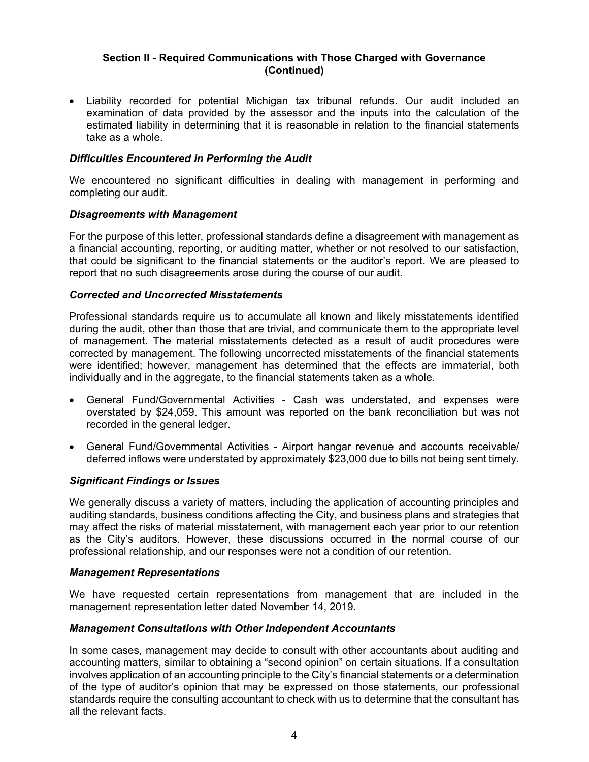## Section II - Required Communications with Those Charged with Governance (Continued)

- Liability recorded for potential Michigan tax tribunal refunds. Our audit included an examination of data provided by the assessor and the inputs into the calculation of the estimated liability in determining that it is reasonable in relation to the financial statements take as a whole.

### *Difficulties Encountered in Performing the Audit*

We encountered no significant difficulties in dealing with management in performing and completing our audit.

### *Disagreements with Management*

For the purpose of this letter, professional standards define a disagreement with management as a financial accounting, reporting, or auditing matter, whether or not resolved to our satisfaction, that could be significant to the financial statements or the auditor's report. We are pleased to report that no such disagreements arose during the course of our audit.

### *Corrected and Uncorrected Misstatements*

Professional standards require us to accumulate all known and likely misstatements identified during the audit, other than those that are trivial, and communicate them to the appropriate level of management. The material misstatements detected as a result of audit procedures were corrected by management. The following uncorrected misstatements of the financial statements were identified; however, management has determined that the effects are immaterial, both individually and in the aggregate, to the financial statements taken as a whole.

- General Fund/Governmental Activities - Cash was understated, and expenses were overstated by $24,059. This amount was reported on the bank reconciliation but was not recorded in the general ledger.
- General Fund/Governmental Activities - Airport hangar revenue and accounts receivable/ deferred inflows were understated by approximately $23,000 due to bills not being sent timely.

### *Significant Findings or Issues*

We generally discuss a variety of matters, including the application of accounting principles and auditing standards, business conditions affecting the City, and business plans and strategies that may affect the risks of material misstatement, with management each year prior to our retention as the City's auditors. However, these discussions occurred in the normal course of our professional relationship, and our responses were not a condition of our retention.

### *Management Representations*

We have requested certain representations from management that are included in the management representation letter dated November 14, 2019.

### *Management Consultations with Other Independent Accountants*

In some cases, management may decide to consult with other accountants about auditing and accounting matters, similar to obtaining a "second opinion" on certain situations. If a consultation involves application of an accounting principle to the City's financial statements or a determination of the type of auditor's opinion that may be expressed on those statements, our professional standards require the consulting accountant to check with us to determine that the consultant has all the relevant facts.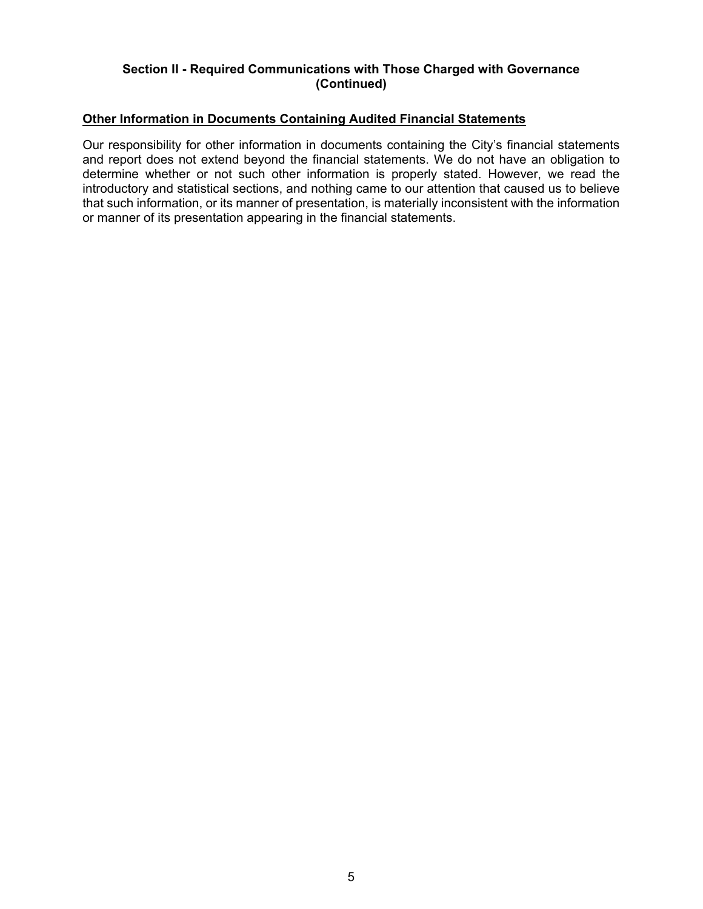## Section II - Required Communications with Those Charged with Governance (Continued)

### Other Information in Documents Containing Audited Financial Statements

Our responsibility for other information in documents containing the City's financial statements and report does not extend beyond the financial statements. We do not have an obligation to determine whether or not such other information is properly stated. However, we read the introductory and statistical sections, and nothing came to our attention that caused us to believe that such information, or its manner of presentation, is materially inconsistent with the information or manner of its presentation appearing in the financial statements.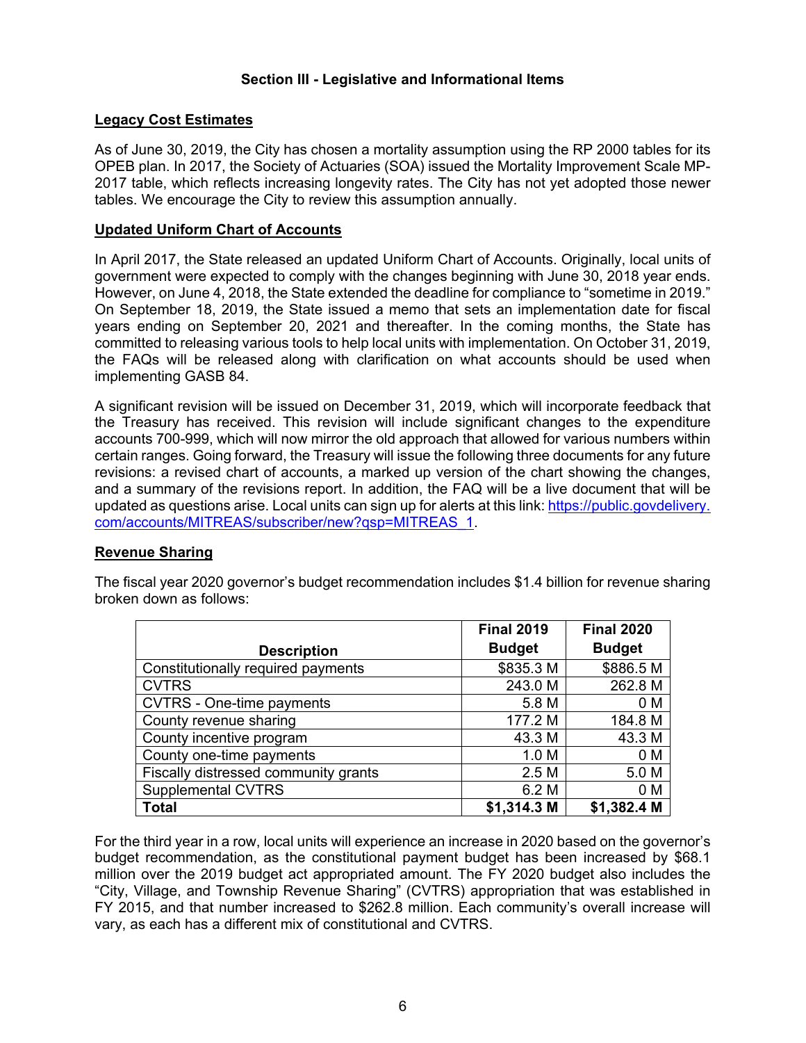## Section III - Legislative and Informational Items

### Legacy Cost Estimates

As of June 30, 2019, the City has chosen a mortality assumption using the RP 2000 tables for its OPEB plan. In 2017, the Society of Actuaries (SOA) issued the Mortality Improvement Scale MP-2017 table, which reflects increasing longevity rates. The City has not yet adopted those newer tables. We encourage the City to review this assumption annually.

### Updated Uniform Chart of Accounts

In April 2017, the State released an updated Uniform Chart of Accounts. Originally, local units of government were expected to comply with the changes beginning with June 30, 2018 year ends. However, on June 4, 2018, the State extended the deadline for compliance to "sometime in 2019." On September 18, 2019, the State issued a memo that sets an implementation date for fiscal years ending on September 20, 2021 and thereafter. In the coming months, the State has committed to releasing various tools to help local units with implementation. On October 31, 2019, the FAQs will be released along with clarification on what accounts should be used when implementing GASB 84.

A significant revision will be issued on December 31, 2019, which will incorporate feedback that the Treasury has received. This revision will include significant changes to the expenditure accounts 700-999, which will now mirror the old approach that allowed for various numbers within certain ranges. Going forward, the Treasury will issue the following three documents for any future revisions: a revised chart of accounts, a marked up version of the chart showing the changes, and a summary of the revisions report. In addition, the FAQ will be a live document that will be updated as questions arise. Local units can sign up for alerts at this link: https://public.govdelivery.com/accounts/MITREAS/subscriber/new?qsp=MITREAS_1.

### Revenue Sharing

The fiscal year 2020 governor's budget recommendation includes $1.4 billion for revenue sharing broken down as follows:

| Description | Final 2019 Budget | Final 2020 Budget |
|---|---:|---:|
| Constitutionally required payments | $835.3 M | $886.5 M |
| CVTRS | 243.0 M | 262.8 M |
| CVTRS - One-time payments | 5.8 M | 0 M |
| County revenue sharing | 177.2 M | 184.8 M |
| County incentive program | 43.3 M | 43.3 M |
| County one-time payments | 1.0 M | 0 M |
| Fiscally distressed community grants | 2.5 M | 5.0 M |
| Supplemental CVTRS | 6.2 M | 0 M |
| **Total** | **$1,314.3 M** | **$1,382.4 M** |

For the third year in a row, local units will experience an increase in 2020 based on the governor's budget recommendation, as the constitutional payment budget has been increased by $68.1 million over the 2019 budget act appropriated amount. The FY 2020 budget also includes the "City, Village, and Township Revenue Sharing" (CVTRS) appropriation that was established in FY 2015, and that number increased to $262.8 million. Each community's overall increase will vary, as each has a different mix of constitutional and CVTRS.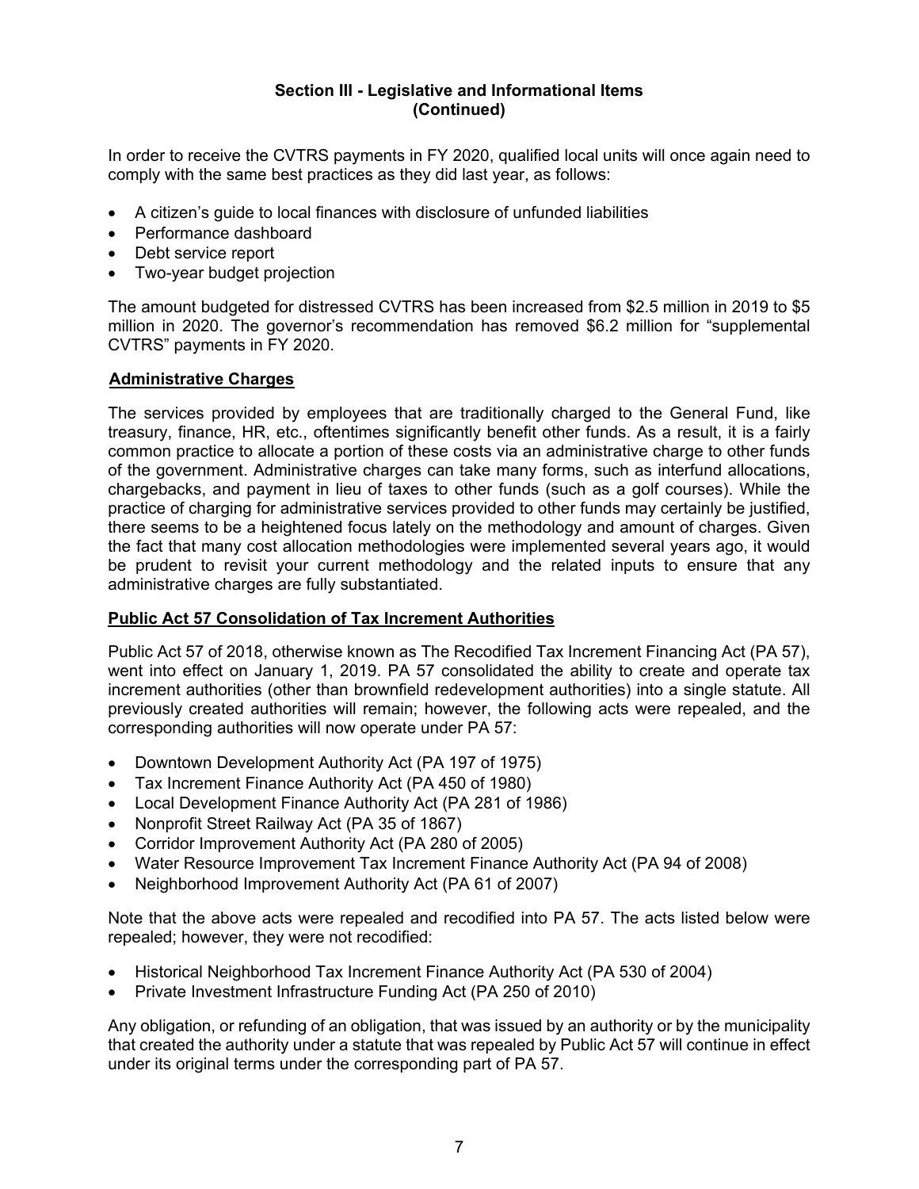## Section III - Legislative and Informational Items
## (Continued)

In order to receive the CVTRS payments in FY 2020, qualified local units will once again need to comply with the same best practices as they did last year, as follows:

- A citizen's guide to local finances with disclosure of unfunded liabilities
- Performance dashboard
- Debt service report
- Two-year budget projection

The amount budgeted for distressed CVTRS has been increased from $2.5 million in 2019 to $5 million in 2020. The governor's recommendation has removed $6.2 million for "supplemental CVTRS" payments in FY 2020.

### Administrative Charges

The services provided by employees that are traditionally charged to the General Fund, like treasury, finance, HR, etc., oftentimes significantly benefit other funds. As a result, it is a fairly common practice to allocate a portion of these costs via an administrative charge to other funds of the government. Administrative charges can take many forms, such as interfund allocations, chargebacks, and payment in lieu of taxes to other funds (such as a golf courses). While the practice of charging for administrative services provided to other funds may certainly be justified, there seems to be a heightened focus lately on the methodology and amount of charges. Given the fact that many cost allocation methodologies were implemented several years ago, it would be prudent to revisit your current methodology and the related inputs to ensure that any administrative charges are fully substantiated.

### Public Act 57 Consolidation of Tax Increment Authorities

Public Act 57 of 2018, otherwise known as The Recodified Tax Increment Financing Act (PA 57), went into effect on January 1, 2019. PA 57 consolidated the ability to create and operate tax increment authorities (other than brownfield redevelopment authorities) into a single statute. All previously created authorities will remain; however, the following acts were repealed, and the corresponding authorities will now operate under PA 57:

- Downtown Development Authority Act (PA 197 of 1975)
- Tax Increment Finance Authority Act (PA 450 of 1980)
- Local Development Finance Authority Act (PA 281 of 1986)
- Nonprofit Street Railway Act (PA 35 of 1867)
- Corridor Improvement Authority Act (PA 280 of 2005)
- Water Resource Improvement Tax Increment Finance Authority Act (PA 94 of 2008)
- Neighborhood Improvement Authority Act (PA 61 of 2007)

Note that the above acts were repealed and recodified into PA 57. The acts listed below were repealed; however, they were not recodified:

- Historical Neighborhood Tax Increment Finance Authority Act (PA 530 of 2004)
- Private Investment Infrastructure Funding Act (PA 250 of 2010)

Any obligation, or refunding of an obligation, that was issued by an authority or by the municipality that created the authority under a statute that was repealed by Public Act 57 will continue in effect under its original terms under the corresponding part of PA 57.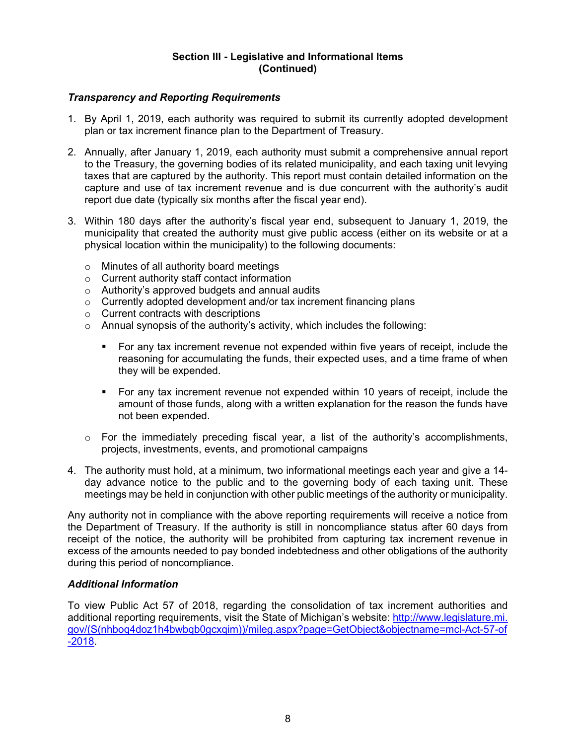**Section III - Legislative and Informational Items (Continued)**

***Transparency and Reporting Requirements***

1. By April 1, 2019, each authority was required to submit its currently adopted development plan or tax increment finance plan to the Department of Treasury.

2. Annually, after January 1, 2019, each authority must submit a comprehensive annual report to the Treasury, the governing bodies of its related municipality, and each taxing unit levying taxes that are captured by the authority. This report must contain detailed information on the capture and use of tax increment revenue and is due concurrent with the authority's audit report due date (typically six months after the fiscal year end).

3. Within 180 days after the authority's fiscal year end, subsequent to January 1, 2019, the municipality that created the authority must give public access (either on its website or at a physical location within the municipality) to the following documents:

   - Minutes of all authority board meetings
   - Current authority staff contact information
   - Authority's approved budgets and annual audits
   - Currently adopted development and/or tax increment financing plans
   - Current contracts with descriptions
   - Annual synopsis of the authority's activity, which includes the following:

     - For any tax increment revenue not expended within five years of receipt, include the reasoning for accumulating the funds, their expected uses, and a time frame of when they will be expended.

     - For any tax increment revenue not expended within 10 years of receipt, include the amount of those funds, along with a written explanation for the reason the funds have not been expended.

   - For the immediately preceding fiscal year, a list of the authority's accomplishments, projects, investments, events, and promotional campaigns

4. The authority must hold, at a minimum, two informational meetings each year and give a 14-day advance notice to the public and to the governing body of each taxing unit. These meetings may be held in conjunction with other public meetings of the authority or municipality.

Any authority not in compliance with the above reporting requirements will receive a notice from the Department of Treasury. If the authority is still in noncompliance status after 60 days from receipt of the notice, the authority will be prohibited from capturing tax increment revenue in excess of the amounts needed to pay bonded indebtedness and other obligations of the authority during this period of noncompliance.

***Additional Information***

To view Public Act 57 of 2018, regarding the consolidation of tax increment authorities and additional reporting requirements, visit the State of Michigan's website: [http://www.legislature.mi.gov/(S(nhboq4doz1h4bwbqb0gcxqim))/mileg.aspx?page=GetObject&objectname=mcl-Act-57-of-2018](http://www.legislature.mi.gov/(S(nhboq4doz1h4bwbqb0gcxqim))/mileg.aspx?page=GetObject&objectname=mcl-Act-57-of-2018).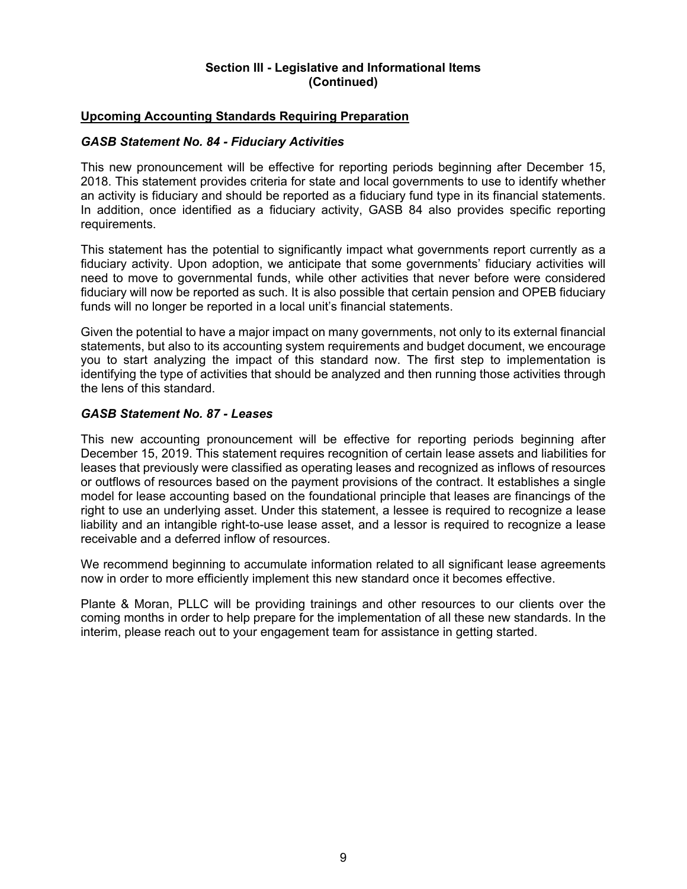## Section III - Legislative and Informational Items (Continued)

### Upcoming Accounting Standards Requiring Preparation

#### *GASB Statement No. 84 - Fiduciary Activities*

This new pronouncement will be effective for reporting periods beginning after December 15, 2018. This statement provides criteria for state and local governments to use to identify whether an activity is fiduciary and should be reported as a fiduciary fund type in its financial statements. In addition, once identified as a fiduciary activity, GASB 84 also provides specific reporting requirements.

This statement has the potential to significantly impact what governments report currently as a fiduciary activity. Upon adoption, we anticipate that some governments' fiduciary activities will need to move to governmental funds, while other activities that never before were considered fiduciary will now be reported as such. It is also possible that certain pension and OPEB fiduciary funds will no longer be reported in a local unit's financial statements.

Given the potential to have a major impact on many governments, not only to its external financial statements, but also to its accounting system requirements and budget document, we encourage you to start analyzing the impact of this standard now. The first step to implementation is identifying the type of activities that should be analyzed and then running those activities through the lens of this standard.

#### *GASB Statement No. 87 - Leases*

This new accounting pronouncement will be effective for reporting periods beginning after December 15, 2019. This statement requires recognition of certain lease assets and liabilities for leases that previously were classified as operating leases and recognized as inflows of resources or outflows of resources based on the payment provisions of the contract. It establishes a single model for lease accounting based on the foundational principle that leases are financings of the right to use an underlying asset. Under this statement, a lessee is required to recognize a lease liability and an intangible right-to-use lease asset, and a lessor is required to recognize a lease receivable and a deferred inflow of resources.

We recommend beginning to accumulate information related to all significant lease agreements now in order to more efficiently implement this new standard once it becomes effective.

Plante & Moran, PLLC will be providing trainings and other resources to our clients over the coming months in order to help prepare for the implementation of all these new standards. In the interim, please reach out to your engagement team for assistance in getting started.